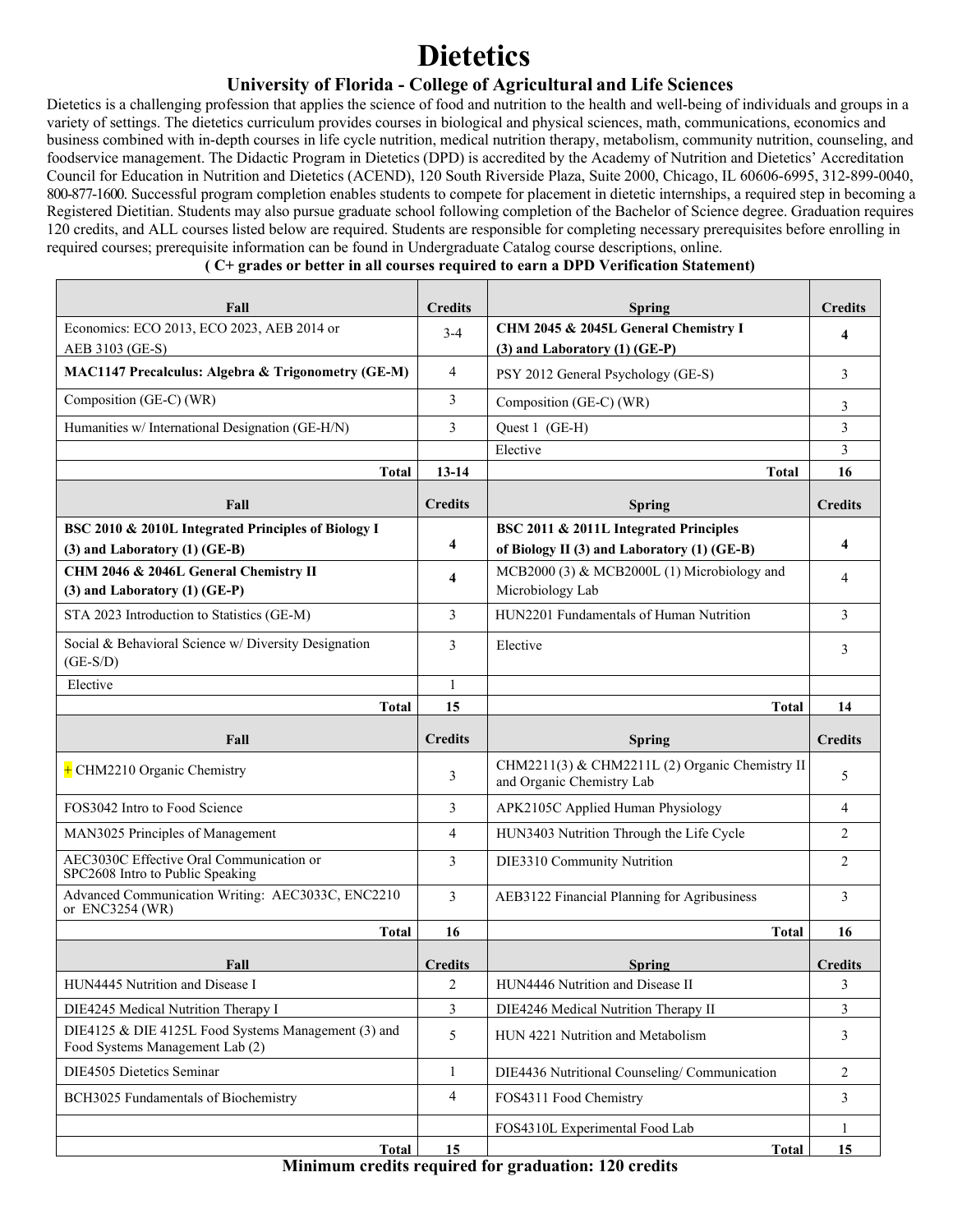# Dietetics

## University of Florida - College of Agricultural and Life Sciences

Dietetics is a challenging profession that applies the science of food and nutrition to the health and well-being of individuals and groups in a variety of settings. The dietetics curriculum provides courses in biological and physical sciences, math, communications, economics and business combined with in-depth courses in life cycle nutrition, medical nutrition therapy, metabolism, community nutrition, counseling, and foodservice management. The Didactic Program in Dietetics (DPD) is accredited by the Academy of Nutrition and Dietetics' Accreditation Council for Education in Nutrition and Dietetics (ACEND), 120 South Riverside Plaza, Suite 2000, Chicago, IL 60606-6995, 312-899-0040, 800-877-1600. Successful program completion enables students to compete for placement in dietetic internships, a required step in becoming a Registered Dietitian. Students may also pursue graduate school following completion of the Bachelor of Science degree. Graduation requires 120 credits, and ALL courses listed below are required. Students are responsible for completing necessary prerequisites before enrolling in required courses; prerequisite information can be found in Undergraduate Catalog course descriptions, online.

**( C+ grades or better in all courses required to earn a DPD Verification Statement)**

| Fall | Credits | Spring | Credits |
|---|---|---|---|
| Economics: ECO 2013, ECO 2023, AEB 2014 or AEB 3103 (GE-S) | 3-4 | **CHM 2045 & 2045L General Chemistry I (3) and Laboratory (1) (GE-P)** | **4** |
| **MAC1147 Precalculus: Algebra & Trigonometry (GE-M)** | 4 | PSY 2012 General Psychology (GE-S) | 3 |
| Composition (GE-C) (WR) | 3 | Composition (GE-C) (WR) | 3 |
| Humanities w/ International Designation (GE-H/N) | 3 | Quest 1 (GE-H) | 3 |
| | | Elective | 3 |
| **Total** | **13-14** | **Total** | **16** |
| **Fall** | **Credits** | **Spring** | **Credits** |
| **BSC 2010 & 2010L Integrated Principles of Biology I (3) and Laboratory (1) (GE-B)** | **4** | **BSC 2011 & 2011L Integrated Principles of Biology II (3) and Laboratory (1) (GE-B)** | **4** |
| **CHM 2046 & 2046L General Chemistry II (3) and Laboratory (1) (GE-P)** | **4** | MCB2000 (3) & MCB2000L (1) Microbiology and Microbiology Lab | 4 |
| STA 2023 Introduction to Statistics (GE-M) | 3 | HUN2201 Fundamentals of Human Nutrition | 3 |
| Social & Behavioral Science w/ Diversity Designation (GE-S/D) | 3 | Elective | 3 |
| Elective | 1 | | |
| **Total** | **15** | **Total** | **14** |
| **Fall** | **Credits** | **Spring** | **Credits** |
| + CHM2210 Organic Chemistry | 3 | CHM2211(3) & CHM2211L (2) Organic Chemistry II and Organic Chemistry Lab | 5 |
| FOS3042 Intro to Food Science | 3 | APK2105C Applied Human Physiology | 4 |
| MAN3025 Principles of Management | 4 | HUN3403 Nutrition Through the Life Cycle | 2 |
| AEC3030C Effective Oral Communication or SPC2608 Intro to Public Speaking | 3 | DIE3310 Community Nutrition | 2 |
| Advanced Communication Writing: AEC3033C, ENC2210 or ENC3254 (WR) | 3 | AEB3122 Financial Planning for Agribusiness | 3 |
| **Total** | **16** | **Total** | **16** |
| **Fall** | **Credits** | **Spring** | **Credits** |
| HUN4445 Nutrition and Disease I | 2 | HUN4446 Nutrition and Disease II | 3 |
| DIE4245 Medical Nutrition Therapy I | 3 | DIE4246 Medical Nutrition Therapy II | 3 |
| DIE4125 & DIE 4125L Food Systems Management (3) and Food Systems Management Lab (2) | 5 | HUN 4221 Nutrition and Metabolism | 3 |
| DIE4505 Dietetics Seminar | 1 | DIE4436 Nutritional Counseling/ Communication | 2 |
| BCH3025 Fundamentals of Biochemistry | 4 | FOS4311 Food Chemistry | 3 |
| | | FOS4310L Experimental Food Lab | 1 |
| **Total** | **15** | **Total** | **15** |

**Minimum credits required for graduation: 120 credits**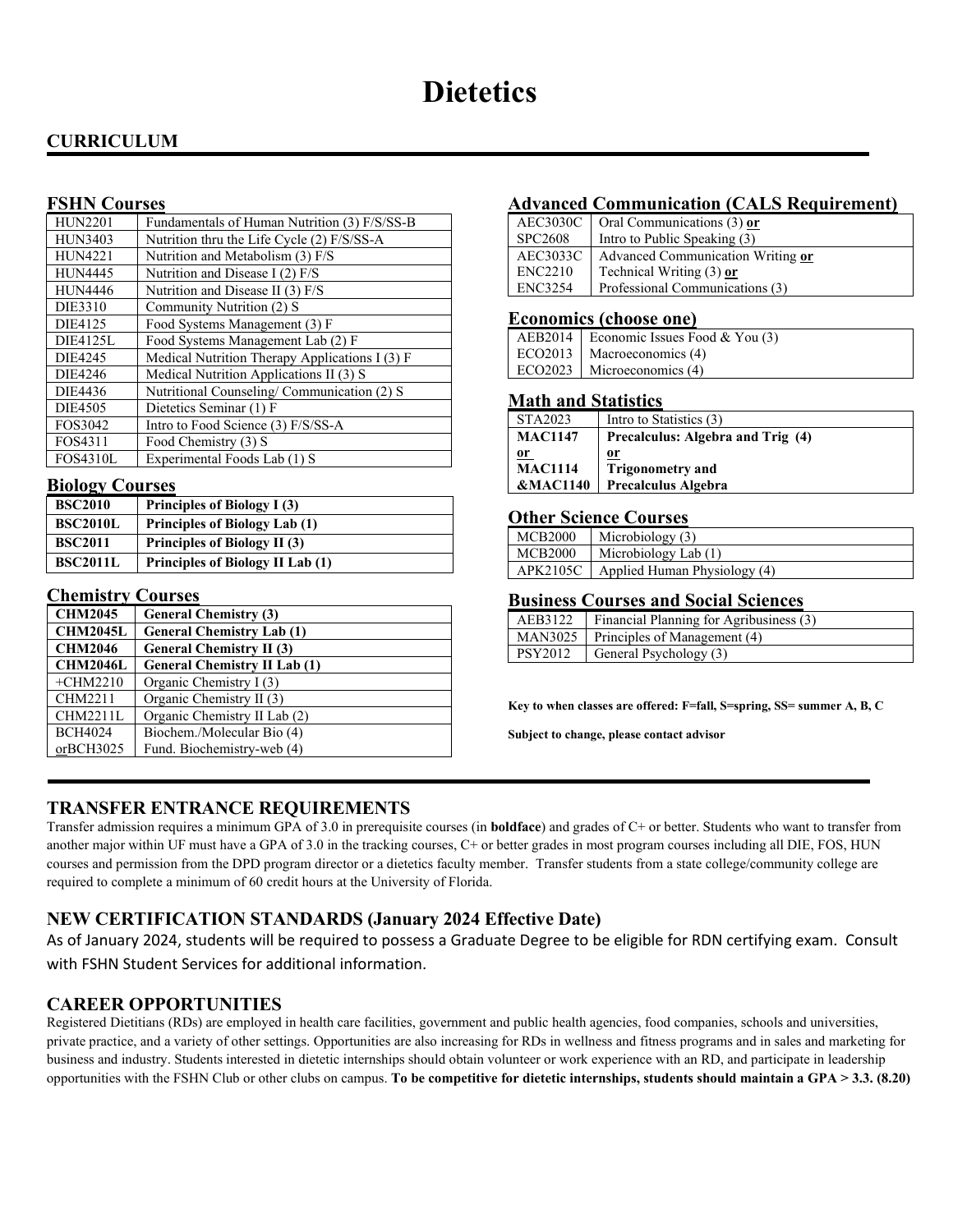# Dietetics

## CURRICULUM

### FSHN Courses

| | |
|---|---|
| HUN2201 | Fundamentals of Human Nutrition (3) F/S/SS-B |
| HUN3403 | Nutrition thru the Life Cycle (2) F/S/SS-A |
| HUN4221 | Nutrition and Metabolism (3) F/S |
| HUN4445 | Nutrition and Disease I (2) F/S |
| HUN4446 | Nutrition and Disease II (3) F/S |
| DIE3310 | Community Nutrition (2) S |
| DIE4125 | Food Systems Management (3) F |
| DIE4125L | Food Systems Management Lab (2) F |
| DIE4245 | Medical Nutrition Therapy Applications I (3) F |
| DIE4246 | Medical Nutrition Applications II (3) S |
| DIE4436 | Nutritional Counseling/ Communication (2) S |
| DIE4505 | Dietetics Seminar (1) F |
| FOS3042 | Intro to Food Science (3) F/S/SS-A |
| FOS4311 | Food Chemistry (3) S |
| FOS4310L | Experimental Foods Lab (1) S |

### Biology Courses

| | |
|---|---|
| **BSC2010** | **Principles of Biology I (3)** |
| **BSC2010L** | **Principles of Biology Lab (1)** |
| **BSC2011** | **Principles of Biology II (3)** |
| **BSC2011L** | **Principles of Biology II Lab (1)** |

### Chemistry Courses

| | |
|---|---|
| **CHM2045** | **General Chemistry (3)** |
| **CHM2045L** | **General Chemistry Lab (1)** |
| **CHM2046** | **General Chemistry II (3)** |
| **CHM2046L** | **General Chemistry II Lab (1)** |
| +CHM2210 | Organic Chemistry I (3) |
| CHM2211 | Organic Chemistry II (3) |
| CHM2211L | Organic Chemistry II Lab (2) |
| BCH4024 | Biochem./Molecular Bio (4) |
| orBCH3025 | Fund. Biochemistry-web (4) |

### Advanced Communication (CALS Requirement)

| | |
|---|---|
| AEC3030C | Oral Communications (3) **or** |
| SPC2608 | Intro to Public Speaking (3) |
| AEC3033C | Advanced Communication Writing **or** |
| ENC2210 | Technical Writing (3) **or** |
| ENC3254 | Professional Communications (3) |

### Economics (choose one)

| | |
|---|---|
| AEB2014 | Economic Issues Food & You (3) |
| ECO2013 | Macroeconomics (4) |
| ECO2023 | Microeconomics (4) |

### Math and Statistics

| | |
|---|---|
| STA2023 | Intro to Statistics (3) |
| **MAC1147** | **Precalculus: Algebra and Trig (4)** |
| **or** | **or** |
| **MAC1114** | **Trigonometry and** |
| **&MAC1140** | **Precalculus Algebra** |

### Other Science Courses

| | |
|---|---|
| MCB2000 | Microbiology (3) |
| MCB2000 | Microbiology Lab (1) |
| APK2105C | Applied Human Physiology (4) |

### Business Courses and Social Sciences

| | |
|---|---|
| AEB3122 | Financial Planning for Agribusiness (3) |
| MAN3025 | Principles of Management (4) |
| PSY2012 | General Psychology (3) |

**Key to when classes are offered: F=fall, S=spring, SS= summer A, B, C**

**Subject to change, please contact advisor**

## TRANSFER ENTRANCE REQUIREMENTS

Transfer admission requires a minimum GPA of 3.0 in prerequisite courses (in **boldface**) and grades of C+ or better. Students who want to transfer from another major within UF must have a GPA of 3.0 in the tracking courses, C+ or better grades in most program courses including all DIE, FOS, HUN courses and permission from the DPD program director or a dietetics faculty member. Transfer students from a state college/community college are required to complete a minimum of 60 credit hours at the University of Florida.

## NEW CERTIFICATION STANDARDS (January 2024 Effective Date)

As of January 2024, students will be required to possess a Graduate Degree to be eligible for RDN certifying exam. Consult with FSHN Student Services for additional information.

## CAREER OPPORTUNITIES

Registered Dietitians (RDs) are employed in health care facilities, government and public health agencies, food companies, schools and universities, private practice, and a variety of other settings. Opportunities are also increasing for RDs in wellness and fitness programs and in sales and marketing for business and industry. Students interested in dietetic internships should obtain volunteer or work experience with an RD, and participate in leadership opportunities with the FSHN Club or other clubs on campus. **To be competitive for dietetic internships, students should maintain a GPA > 3.3. (8.20)**